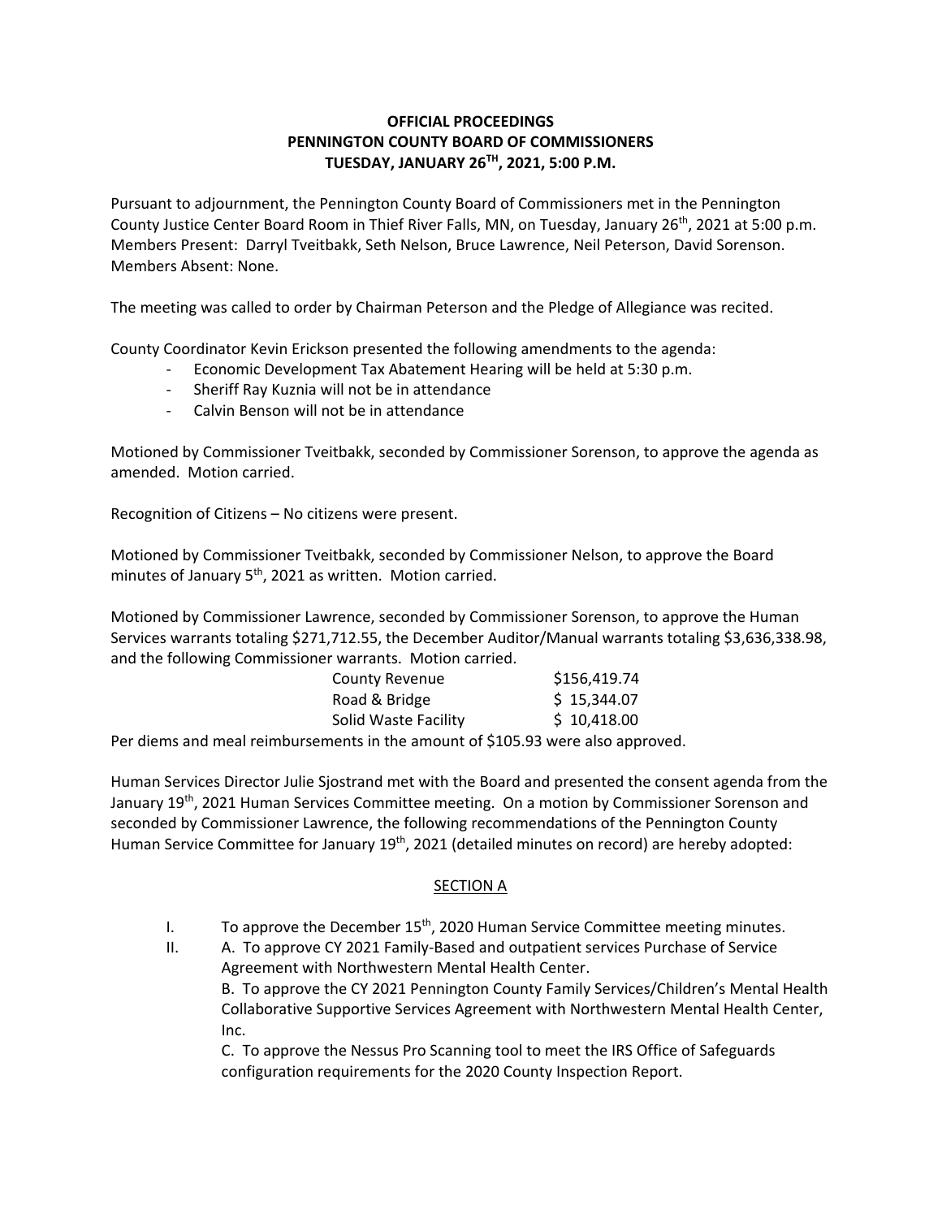**OFFICIAL PROCEEDINGS**
**PENNINGTON COUNTY BOARD OF COMMISSIONERS**
**TUESDAY, JANUARY 26TH, 2021, 5:00 P.M.**

Pursuant to adjournment, the Pennington County Board of Commissioners met in the Pennington County Justice Center Board Room in Thief River Falls, MN, on Tuesday, January 26th, 2021 at 5:00 p.m. Members Present: Darryl Tveitbakk, Seth Nelson, Bruce Lawrence, Neil Peterson, David Sorenson. Members Absent: None.

The meeting was called to order by Chairman Peterson and the Pledge of Allegiance was recited.

County Coordinator Kevin Erickson presented the following amendments to the agenda:

- Economic Development Tax Abatement Hearing will be held at 5:30 p.m.
- Sheriff Ray Kuznia will not be in attendance
- Calvin Benson will not be in attendance

Motioned by Commissioner Tveitbakk, seconded by Commissioner Sorenson, to approve the agenda as amended. Motion carried.

Recognition of Citizens – No citizens were present.

Motioned by Commissioner Tveitbakk, seconded by Commissioner Nelson, to approve the Board minutes of January 5th, 2021 as written. Motion carried.

Motioned by Commissioner Lawrence, seconded by Commissioner Sorenson, to approve the Human Services warrants totaling $271,712.55, the December Auditor/Manual warrants totaling $3,636,338.98, and the following Commissioner warrants. Motion carried.

| | |
|---|---|
| County Revenue | $156,419.74 |
| Road & Bridge | $ 15,344.07 |
| Solid Waste Facility | $ 10,418.00 |

Per diems and meal reimbursements in the amount of $105.93 were also approved.

Human Services Director Julie Sjostrand met with the Board and presented the consent agenda from the January 19th, 2021 Human Services Committee meeting. On a motion by Commissioner Sorenson and seconded by Commissioner Lawrence, the following recommendations of the Pennington County Human Service Committee for January 19th, 2021 (detailed minutes on record) are hereby adopted:

SECTION A

I. To approve the December 15th, 2020 Human Service Committee meeting minutes.

II. A. To approve CY 2021 Family-Based and outpatient services Purchase of Service Agreement with Northwestern Mental Health Center.

B. To approve the CY 2021 Pennington County Family Services/Children's Mental Health Collaborative Supportive Services Agreement with Northwestern Mental Health Center, Inc.

C. To approve the Nessus Pro Scanning tool to meet the IRS Office of Safeguards configuration requirements for the 2020 County Inspection Report.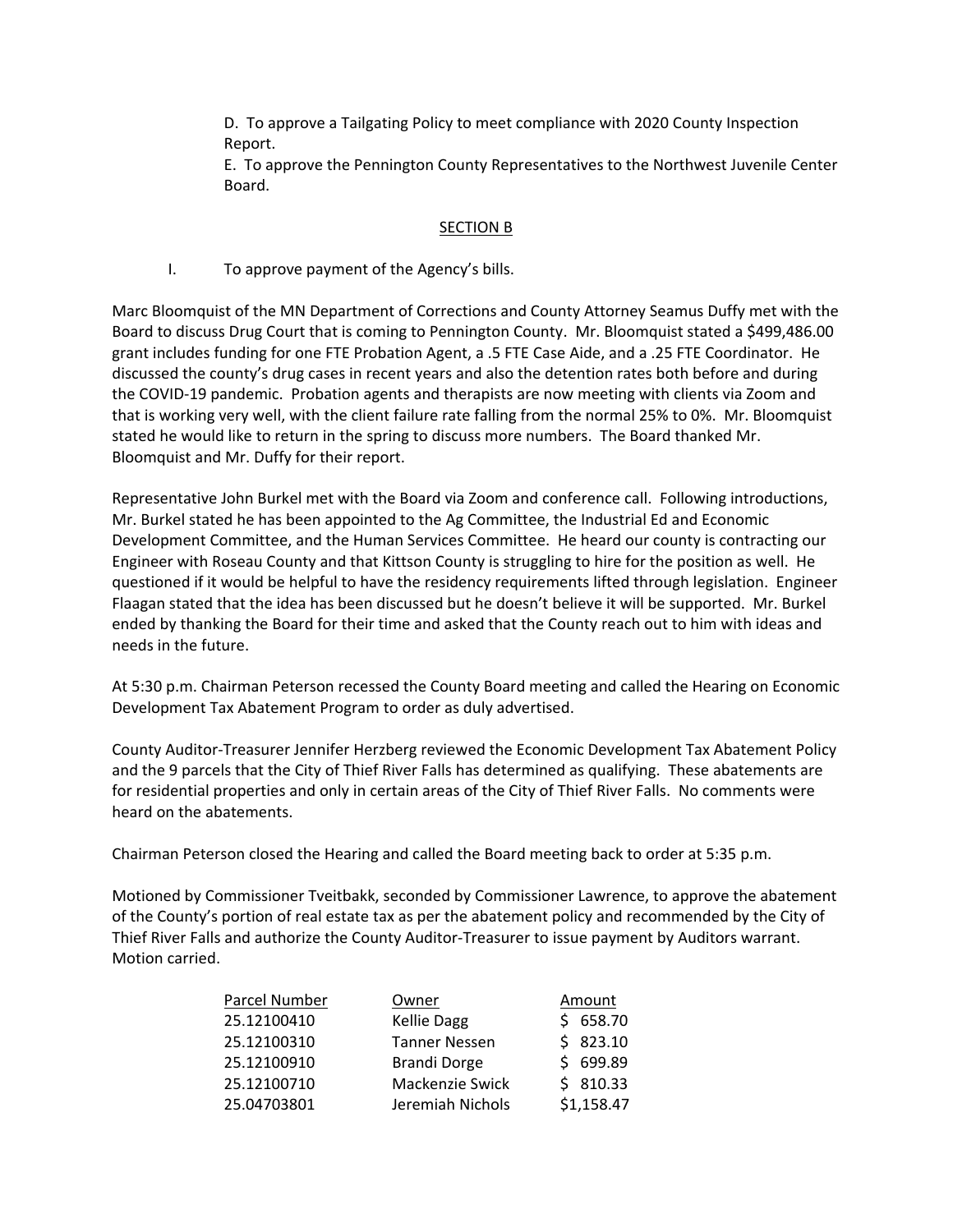D. To approve a Tailgating Policy to meet compliance with 2020 County Inspection Report.

E. To approve the Pennington County Representatives to the Northwest Juvenile Center Board.

## SECTION B

I. To approve payment of the Agency's bills.

Marc Bloomquist of the MN Department of Corrections and County Attorney Seamus Duffy met with the Board to discuss Drug Court that is coming to Pennington County. Mr. Bloomquist stated a $499,486.00 grant includes funding for one FTE Probation Agent, a .5 FTE Case Aide, and a .25 FTE Coordinator. He discussed the county's drug cases in recent years and also the detention rates both before and during the COVID-19 pandemic. Probation agents and therapists are now meeting with clients via Zoom and that is working very well, with the client failure rate falling from the normal 25% to 0%. Mr. Bloomquist stated he would like to return in the spring to discuss more numbers. The Board thanked Mr. Bloomquist and Mr. Duffy for their report.

Representative John Burkel met with the Board via Zoom and conference call. Following introductions, Mr. Burkel stated he has been appointed to the Ag Committee, the Industrial Ed and Economic Development Committee, and the Human Services Committee. He heard our county is contracting our Engineer with Roseau County and that Kittson County is struggling to hire for the position as well. He questioned if it would be helpful to have the residency requirements lifted through legislation. Engineer Flaagan stated that the idea has been discussed but he doesn't believe it will be supported. Mr. Burkel ended by thanking the Board for their time and asked that the County reach out to him with ideas and needs in the future.

At 5:30 p.m. Chairman Peterson recessed the County Board meeting and called the Hearing on Economic Development Tax Abatement Program to order as duly advertised.

County Auditor-Treasurer Jennifer Herzberg reviewed the Economic Development Tax Abatement Policy and the 9 parcels that the City of Thief River Falls has determined as qualifying. These abatements are for residential properties and only in certain areas of the City of Thief River Falls. No comments were heard on the abatements.

Chairman Peterson closed the Hearing and called the Board meeting back to order at 5:35 p.m.

Motioned by Commissioner Tveitbakk, seconded by Commissioner Lawrence, to approve the abatement of the County's portion of real estate tax as per the abatement policy and recommended by the City of Thief River Falls and authorize the County Auditor-Treasurer to issue payment by Auditors warrant. Motion carried.

| Parcel Number | Owner | Amount |
|---|---|---|
| 25.12100410 | Kellie Dagg | $ 658.70 |
| 25.12100310 | Tanner Nessen | $ 823.10 |
| 25.12100910 | Brandi Dorge | $ 699.89 |
| 25.12100710 | Mackenzie Swick | $ 810.33 |
| 25.04703801 | Jeremiah Nichols | $1,158.47 |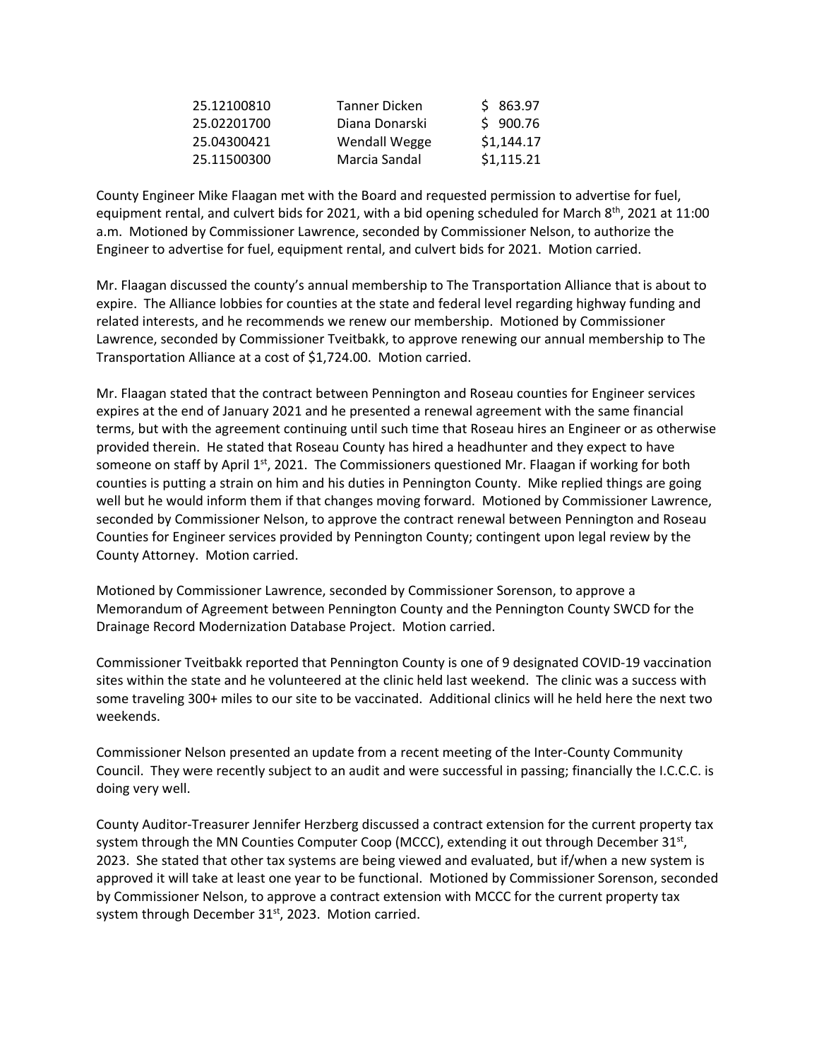| | | |
|---|---|---|
| 25.12100810 | Tanner Dicken | $ 863.97 |
| 25.02201700 | Diana Donarski | $ 900.76 |
| 25.04300421 | Wendall Wegge | $1,144.17 |
| 25.11500300 | Marcia Sandal | $1,115.21 |

County Engineer Mike Flaagan met with the Board and requested permission to advertise for fuel, equipment rental, and culvert bids for 2021, with a bid opening scheduled for March 8th, 2021 at 11:00 a.m. Motioned by Commissioner Lawrence, seconded by Commissioner Nelson, to authorize the Engineer to advertise for fuel, equipment rental, and culvert bids for 2021. Motion carried.

Mr. Flaagan discussed the county's annual membership to The Transportation Alliance that is about to expire. The Alliance lobbies for counties at the state and federal level regarding highway funding and related interests, and he recommends we renew our membership. Motioned by Commissioner Lawrence, seconded by Commissioner Tveitbakk, to approve renewing our annual membership to The Transportation Alliance at a cost of $1,724.00. Motion carried.

Mr. Flaagan stated that the contract between Pennington and Roseau counties for Engineer services expires at the end of January 2021 and he presented a renewal agreement with the same financial terms, but with the agreement continuing until such time that Roseau hires an Engineer or as otherwise provided therein. He stated that Roseau County has hired a headhunter and they expect to have someone on staff by April 1st, 2021. The Commissioners questioned Mr. Flaagan if working for both counties is putting a strain on him and his duties in Pennington County. Mike replied things are going well but he would inform them if that changes moving forward. Motioned by Commissioner Lawrence, seconded by Commissioner Nelson, to approve the contract renewal between Pennington and Roseau Counties for Engineer services provided by Pennington County; contingent upon legal review by the County Attorney. Motion carried.

Motioned by Commissioner Lawrence, seconded by Commissioner Sorenson, to approve a Memorandum of Agreement between Pennington County and the Pennington County SWCD for the Drainage Record Modernization Database Project. Motion carried.

Commissioner Tveitbakk reported that Pennington County is one of 9 designated COVID-19 vaccination sites within the state and he volunteered at the clinic held last weekend. The clinic was a success with some traveling 300+ miles to our site to be vaccinated. Additional clinics will he held here the next two weekends.

Commissioner Nelson presented an update from a recent meeting of the Inter-County Community Council. They were recently subject to an audit and were successful in passing; financially the I.C.C.C. is doing very well.

County Auditor-Treasurer Jennifer Herzberg discussed a contract extension for the current property tax system through the MN Counties Computer Coop (MCCC), extending it out through December 31st, 2023. She stated that other tax systems are being viewed and evaluated, but if/when a new system is approved it will take at least one year to be functional. Motioned by Commissioner Sorenson, seconded by Commissioner Nelson, to approve a contract extension with MCCC for the current property tax system through December 31st, 2023. Motion carried.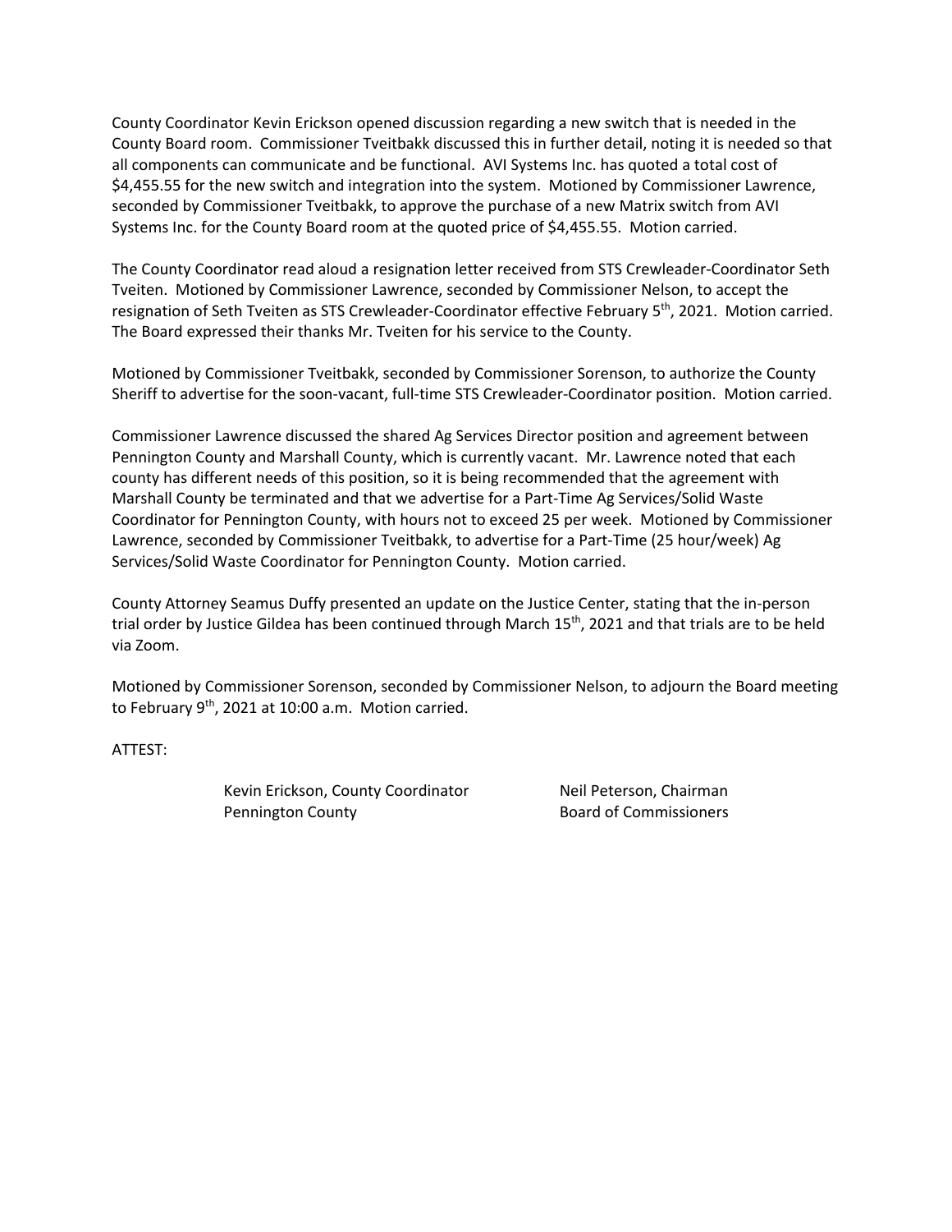County Coordinator Kevin Erickson opened discussion regarding a new switch that is needed in the County Board room. Commissioner Tveitbakk discussed this in further detail, noting it is needed so that all components can communicate and be functional. AVI Systems Inc. has quoted a total cost of $4,455.55 for the new switch and integration into the system. Motioned by Commissioner Lawrence, seconded by Commissioner Tveitbakk, to approve the purchase of a new Matrix switch from AVI Systems Inc. for the County Board room at the quoted price of $4,455.55. Motion carried.

The County Coordinator read aloud a resignation letter received from STS Crewleader-Coordinator Seth Tveiten. Motioned by Commissioner Lawrence, seconded by Commissioner Nelson, to accept the resignation of Seth Tveiten as STS Crewleader-Coordinator effective February 5th, 2021. Motion carried. The Board expressed their thanks Mr. Tveiten for his service to the County.

Motioned by Commissioner Tveitbakk, seconded by Commissioner Sorenson, to authorize the County Sheriff to advertise for the soon-vacant, full-time STS Crewleader-Coordinator position. Motion carried.

Commissioner Lawrence discussed the shared Ag Services Director position and agreement between Pennington County and Marshall County, which is currently vacant. Mr. Lawrence noted that each county has different needs of this position, so it is being recommended that the agreement with Marshall County be terminated and that we advertise for a Part-Time Ag Services/Solid Waste Coordinator for Pennington County, with hours not to exceed 25 per week. Motioned by Commissioner Lawrence, seconded by Commissioner Tveitbakk, to advertise for a Part-Time (25 hour/week) Ag Services/Solid Waste Coordinator for Pennington County. Motion carried.

County Attorney Seamus Duffy presented an update on the Justice Center, stating that the in-person trial order by Justice Gildea has been continued through March 15th, 2021 and that trials are to be held via Zoom.

Motioned by Commissioner Sorenson, seconded by Commissioner Nelson, to adjourn the Board meeting to February 9th, 2021 at 10:00 a.m. Motion carried.

ATTEST:

Kevin Erickson, County Coordinator
Pennington County

Neil Peterson, Chairman
Board of Commissioners